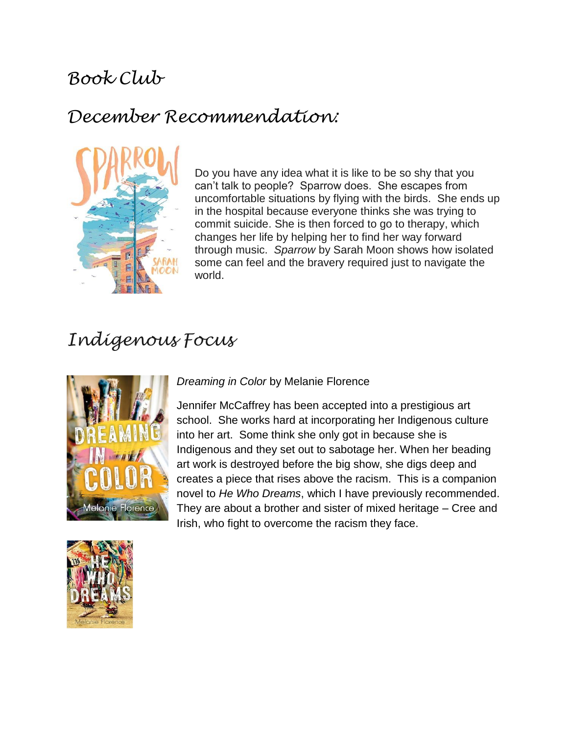# Book Club

## December Recommendation:

Do you have any idea what it is like to be so shy that you can't talk to people? Sparrow does. She escapes from uncomfortable situations by flying with the birds. She ends up in the hospital because everyone thinks she was trying to commit suicide. She is then forced to go to therapy, which changes her life by helping her to find her way forward through music. *Sparrow* by Sarah Moon shows how isolated some can feel and the bravery required just to navigate the world.

## Indigenous Focus

*Dreaming in Color* by Melanie Florence

Jennifer McCaffrey has been accepted into a prestigious art school. She works hard at incorporating her Indigenous culture into her art. Some think she only got in because she is Indigenous and they set out to sabotage her. When her beading art work is destroyed before the big show, she digs deep and creates a piece that rises above the racism. This is a companion novel to *He Who Dreams*, which I have previously recommended. They are about a brother and sister of mixed heritage – Cree and Irish, who fight to overcome the racism they face.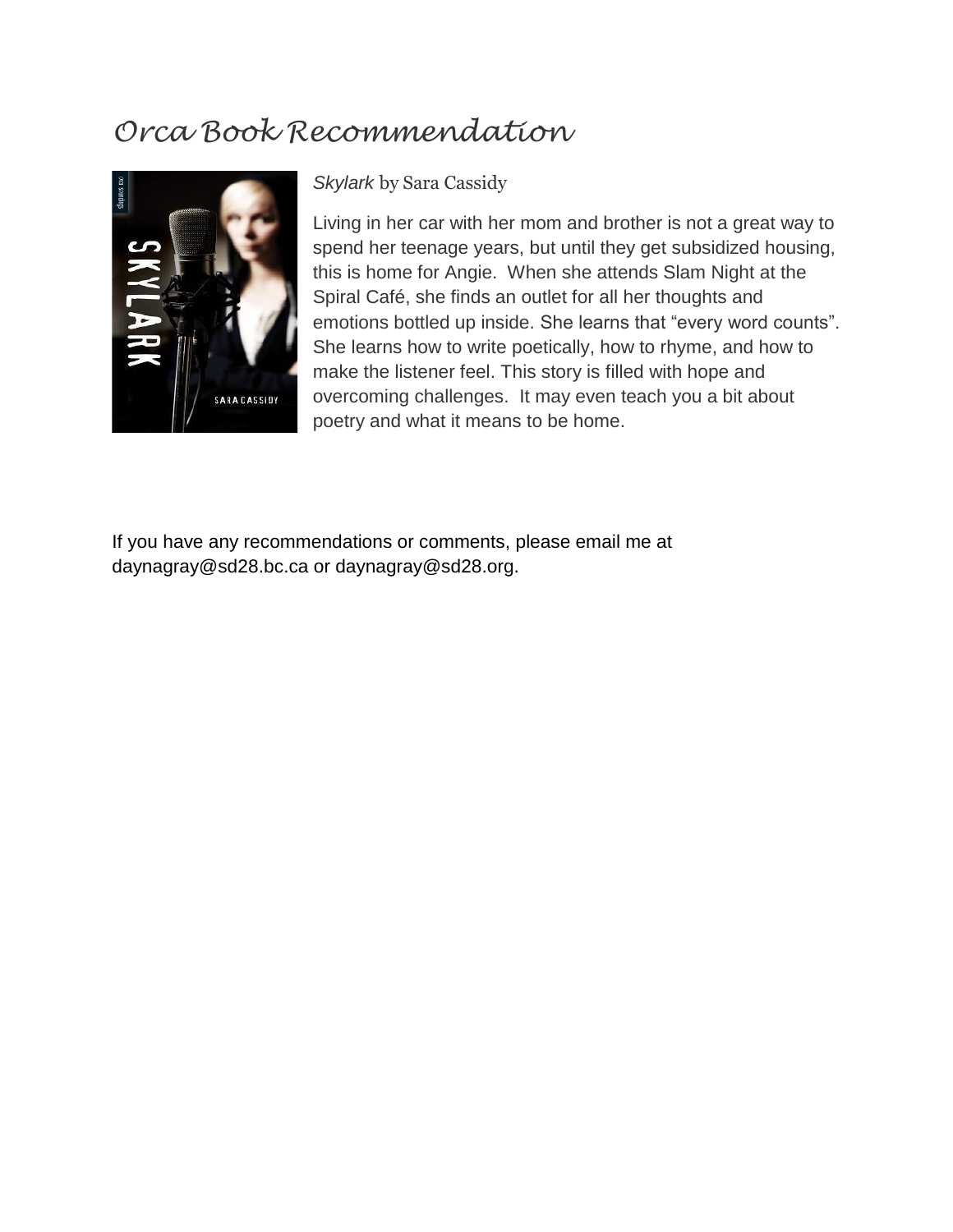# Orca Book Recommendation

*Skylark* by Sara Cassidy

Living in her car with her mom and brother is not a great way to spend her teenage years, but until they get subsidized housing, this is home for Angie. When she attends Slam Night at the Spiral Café, she finds an outlet for all her thoughts and emotions bottled up inside. She learns that "every word counts". She learns how to write poetically, how to rhyme, and how to make the listener feel. This story is filled with hope and overcoming challenges. It may even teach you a bit about poetry and what it means to be home.

If you have any recommendations or comments, please email me at daynagray@sd28.bc.ca or daynagray@sd28.org.